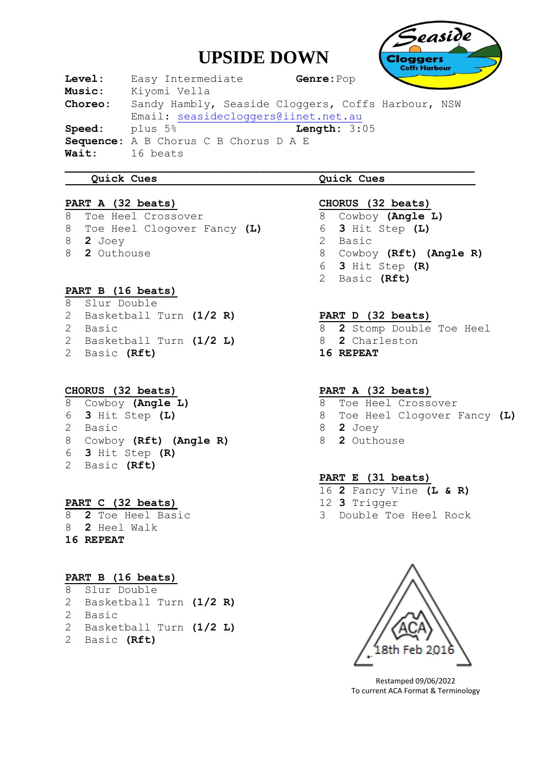# UPSIDE DOWN

**Level:** Easy Intermediate **Genre:** Pop
**Music:** Kiyomi Vella
**Choreo:** Sandy Hambly, Seaside Cloggers, Coffs Harbour, NSW
Email: seasidecloggers@iinet.net.au
**Speed:** plus 5% **Length:** 3:05
**Sequence:** A B Chorus C B Chorus D A E
**Wait:** 16 beats

## Quick Cues

**PART A (32 beats)**
8 Toe Heel Crossover
8 Toe Heel Clogover Fancy **(L)**
8 **2** Joey
8 **2** Outhouse

**PART B (16 beats)**
8 Slur Double
2 Basketball Turn **(1/2 R)**
2 Basic
2 Basketball Turn **(1/2 L)**
2 Basic **(Rft)**

**CHORUS (32 beats)**
8 Cowboy **(Angle L)**
6 **3** Hit Step **(L)**
2 Basic
8 Cowboy **(Rft) (Angle R)**
6 **3** Hit Step **(R)**
2 Basic **(Rft)**

**PART C (32 beats)**
8 **2** Toe Heel Basic
8 **2** Heel Walk
**16 REPEAT**

**PART B (16 beats)**
8 Slur Double
2 Basketball Turn **(1/2 R)**
2 Basic
2 Basketball Turn **(1/2 L)**
2 Basic **(Rft)**

## Quick Cues

**CHORUS (32 beats)**
8 Cowboy **(Angle L)**
6 **3** Hit Step **(L)**
2 Basic
8 Cowboy **(Rft) (Angle R)**
6 **3** Hit Step **(R)**
2 Basic **(Rft)**

**PART D (32 beats)**
8 **2** Stomp Double Toe Heel
8 **2** Charleston
**16 REPEAT**

**PART A (32 beats)**
8 Toe Heel Crossover
8 Toe Heel Clogover Fancy **(L)**
8 **2** Joey
8 **2** Outhouse

**PART E (31 beats)**
16 **2** Fancy Vine **(L & R)**
12 **3** Trigger
3 Double Toe Heel Rock

ACA 18th Feb 2016

Restamped 09/06/2022
To current ACA Format & Terminology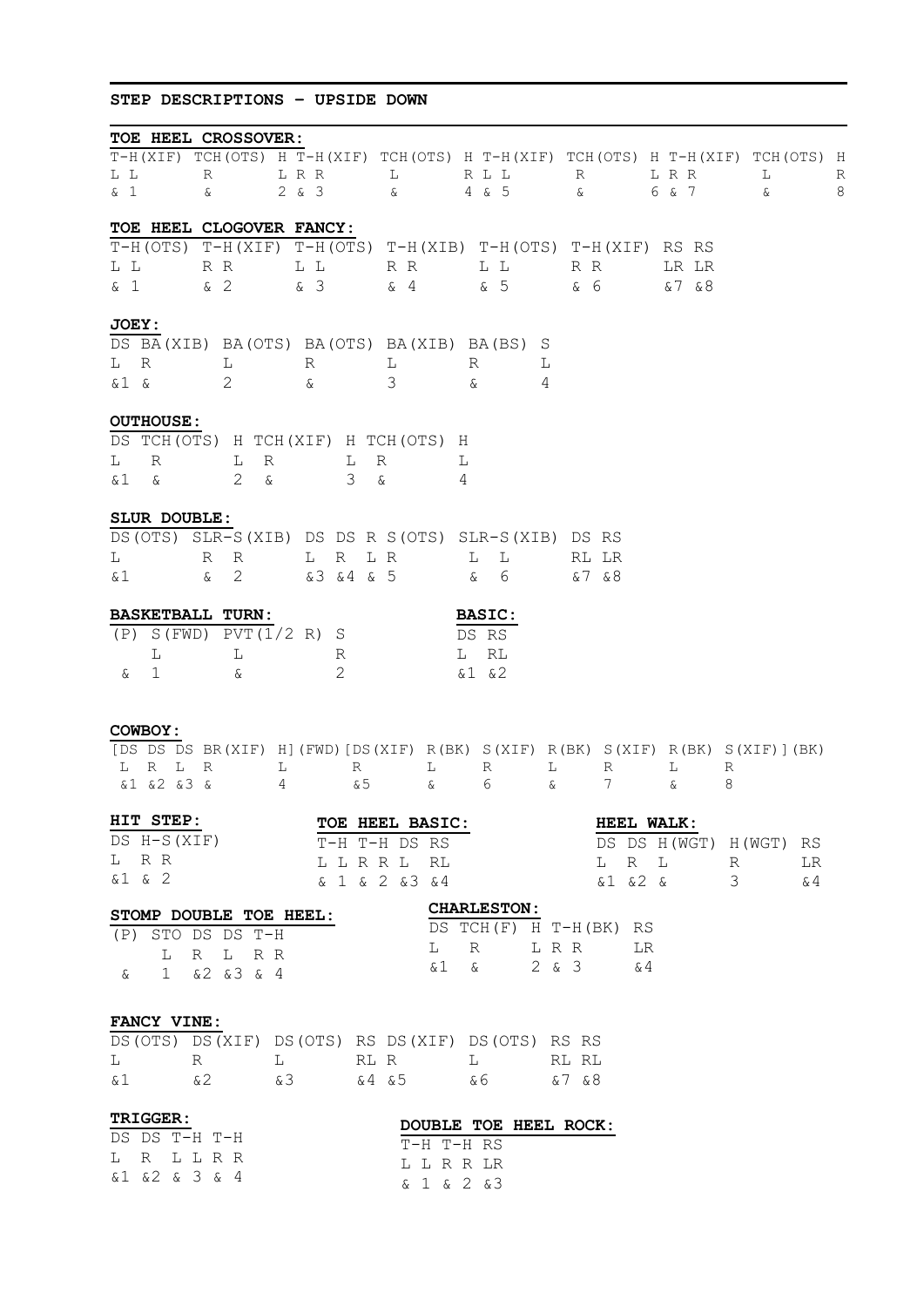## STEP DESCRIPTIONS – UPSIDE DOWN

**TOE HEEL CROSSOVER:**

```
T-H(XIF) TCH(OTS) H T-H(XIF) TCH(OTS) H T-H(XIF) TCH(OTS) H T-H(XIF) TCH(OTS) H
L L      R        L R R      L        R L L      R        L R R      L        R
& 1      &        2 & 3      &        4 & 5      &        6 & 7      &        8
```

**TOE HEEL CLOGOVER FANCY:**

```
T-H(OTS) T-H(XIF) T-H(OTS) T-H(XIB) T-H(OTS) T-H(XIF) RS RS
L L      R R      L L      R R      L L      R R      LR LR
& 1      & 2      & 3      & 4      & 5      & 6      &7 &8
```

**JOEY:**

```
DS BA(XIB) BA(OTS) BA(OTS) BA(XIB) BA(BS) S
L  R       L       R       L       R      L
&1 &       2       &       3       &      4
```

**OUTHOUSE:**

```
DS TCH(OTS) H TCH(XIF) H TCH(OTS) H
L  R        L R        L R        L
&1 &        2 &        3 &        4
```

**SLUR DOUBLE:**

```
DS(OTS) SLR-S(XIB) DS DS R S(OTS) SLR-S(XIB) DS RS
L       R R        L  R  L R      L L        RL LR
&1      & 2        &3 &4 & 5      & 6        &7 &8
```

**BASKETBALL TURN:**

```
(P) S(FWD) PVT(1/2 R) S
    L      L          R
&   1      &          2
```

**BASIC:**

```
DS RS
L  RL
&1 &2
```

**COWBOY:**

```
[DS DS DS BR(XIF) H](FWD)[DS(XIF) R(BK) S(XIF) R(BK) S(XIF) R(BK) S(XIF)](BK)
 L  R  L  R       L       R       L     R      L     R      L     R
 &1 &2 &3 &       4       &5      &     6      &     7      &     8
```

**HIT STEP:**

```
DS H-S(XIF)
L  R R
&1 & 2
```

**TOE HEEL BASIC:**

```
T-H T-H DS RS
L L R R L  RL
& 1 & 2 &3 &4
```

**HEEL WALK:**

```
DS DS H(WGT) H(WGT) RS
L  R  L      R      LR
&1 &2 &      3      &4
```

**STOMP DOUBLE TOE HEEL:**

```
(P) STO DS DS T-H
    L   R  L  R R
&   1   &2 &3 & 4
```

**CHARLESTON:**

```
DS TCH(F) H T-H(BK) RS
L  R      L R R     LR
&1 &      2 & 3     &4
```

**FANCY VINE:**

```
DS(OTS) DS(XIF) DS(OTS) RS DS(XIF) DS(OTS) RS RS
L       R       L       RL R       L       RL RL
&1      &2      &3      &4 &5      &6      &7 &8
```

**TRIGGER:**

```
DS DS T-H T-H
L  R  L L R R
&1 &2 & 3 & 4
```

**DOUBLE TOE HEEL ROCK:**

```
T-H T-H RS
L L R R LR
& 1 & 2 &3
```